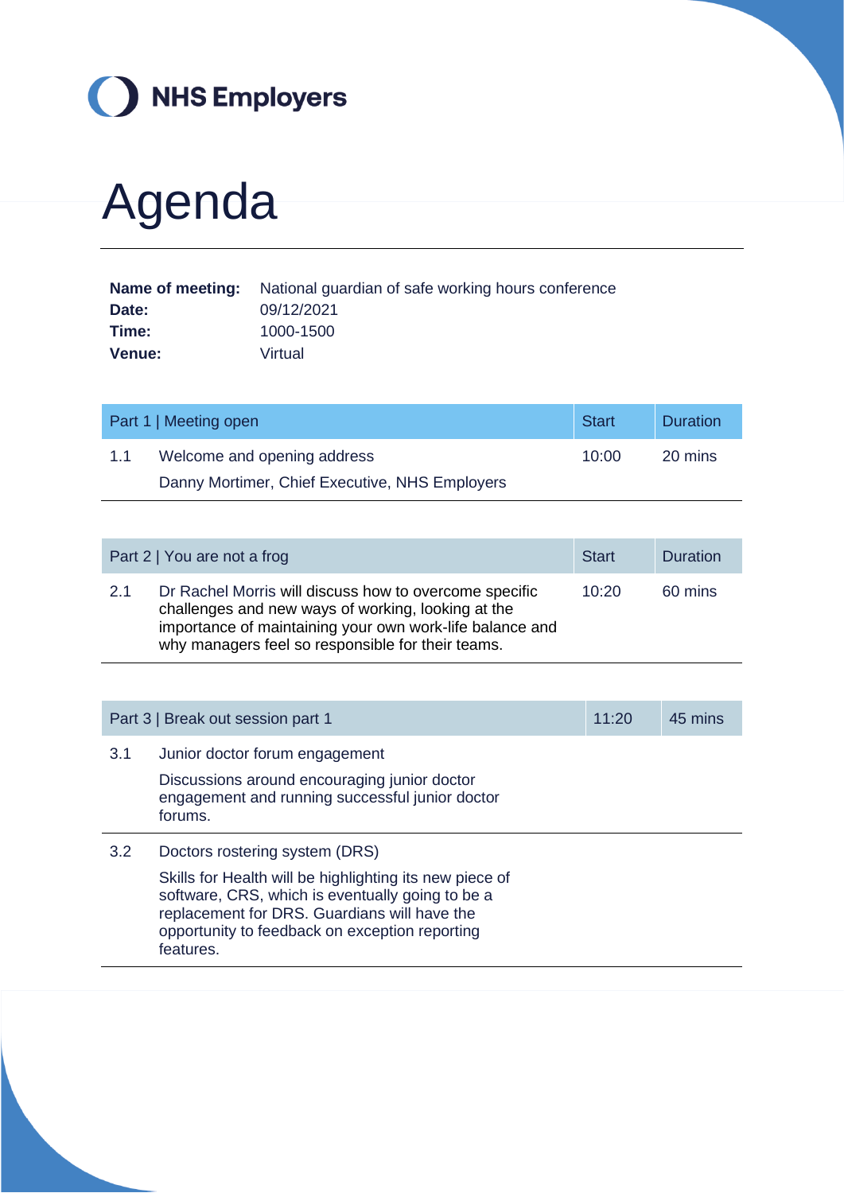NHS Employers

# Agenda

**Name of meeting:** National guardian of safe working hours conference
**Date:** 09/12/2021
**Time:** 1000-1500
**Venue:** Virtual

| Part 1 \| Meeting open | | Start | Duration |
|---|---|---|---|
| 1.1 | Welcome and opening address<br>Danny Mortimer, Chief Executive, NHS Employers | 10:00 | 20 mins |

| Part 2 \| You are not a frog | | Start | Duration |
|---|---|---|---|
| 2.1 | Dr Rachel Morris will discuss how to overcome specific challenges and new ways of working, looking at the importance of maintaining your own work-life balance and why managers feel so responsible for their teams. | 10:20 | 60 mins |

| Part 3 \| Break out session part 1 | | 11:20 | 45 mins |
|---|---|---|---|
| 3.1 | Junior doctor forum engagement<br>Discussions around encouraging junior doctor engagement and running successful junior doctor forums. | | |
| 3.2 | Doctors rostering system (DRS)<br>Skills for Health will be highlighting its new piece of software, CRS, which is eventually going to be a replacement for DRS. Guardians will have the opportunity to feedback on exception reporting features. | | |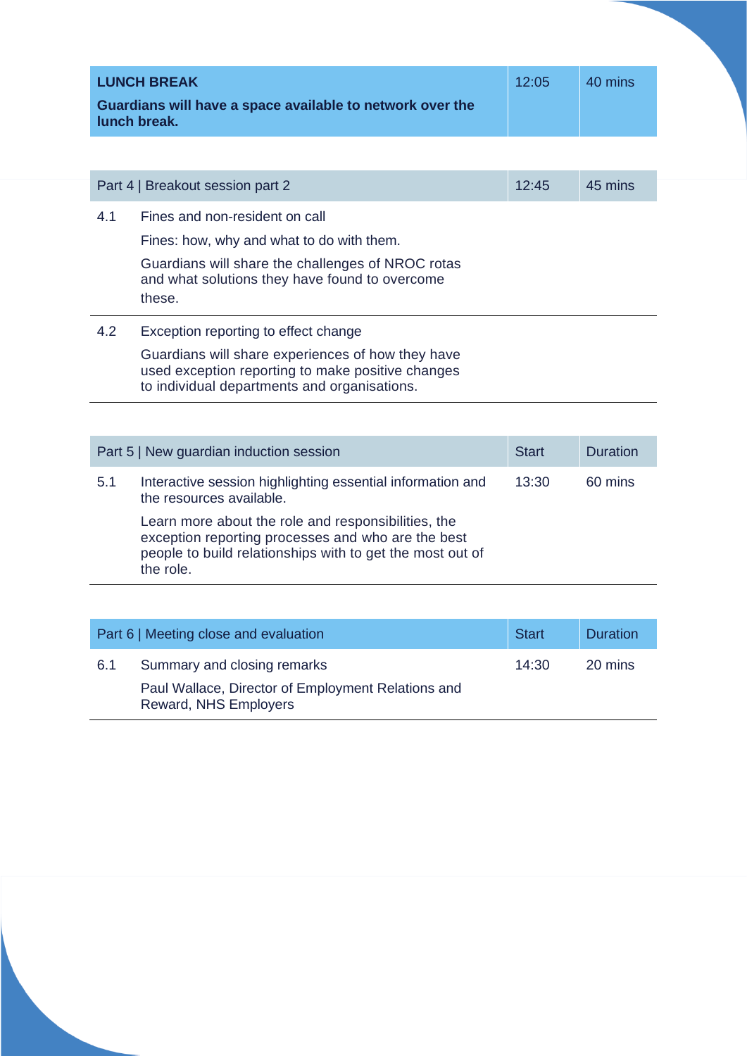| LUNCH BREAK | 12:05 | 40 mins |
|---|---|---|
| **Guardians will have a space available to network over the lunch break.** | | |

| Part 4 \| Breakout session part 2 | | 12:45 | 45 mins |
|---|---|---|---|
| 4.1 | Fines and non-resident on call<br><br>Fines: how, why and what to do with them.<br><br>Guardians will share the challenges of NROC rotas and what solutions they have found to overcome these. | | |
| 4.2 | Exception reporting to effect change<br><br>Guardians will share experiences of how they have used exception reporting to make positive changes to individual departments and organisations. | | |

| Part 5 \| New guardian induction session | | Start | Duration |
|---|---|---|---|
| 5.1 | Interactive session highlighting essential information and the resources available.<br><br>Learn more about the role and responsibilities, the exception reporting processes and who are the best people to build relationships with to get the most out of the role. | 13:30 | 60 mins |

| Part 6 \| Meeting close and evaluation | | Start | Duration |
|---|---|---|---|
| 6.1 | Summary and closing remarks<br><br>Paul Wallace, Director of Employment Relations and Reward, NHS Employers | 14:30 | 20 mins |